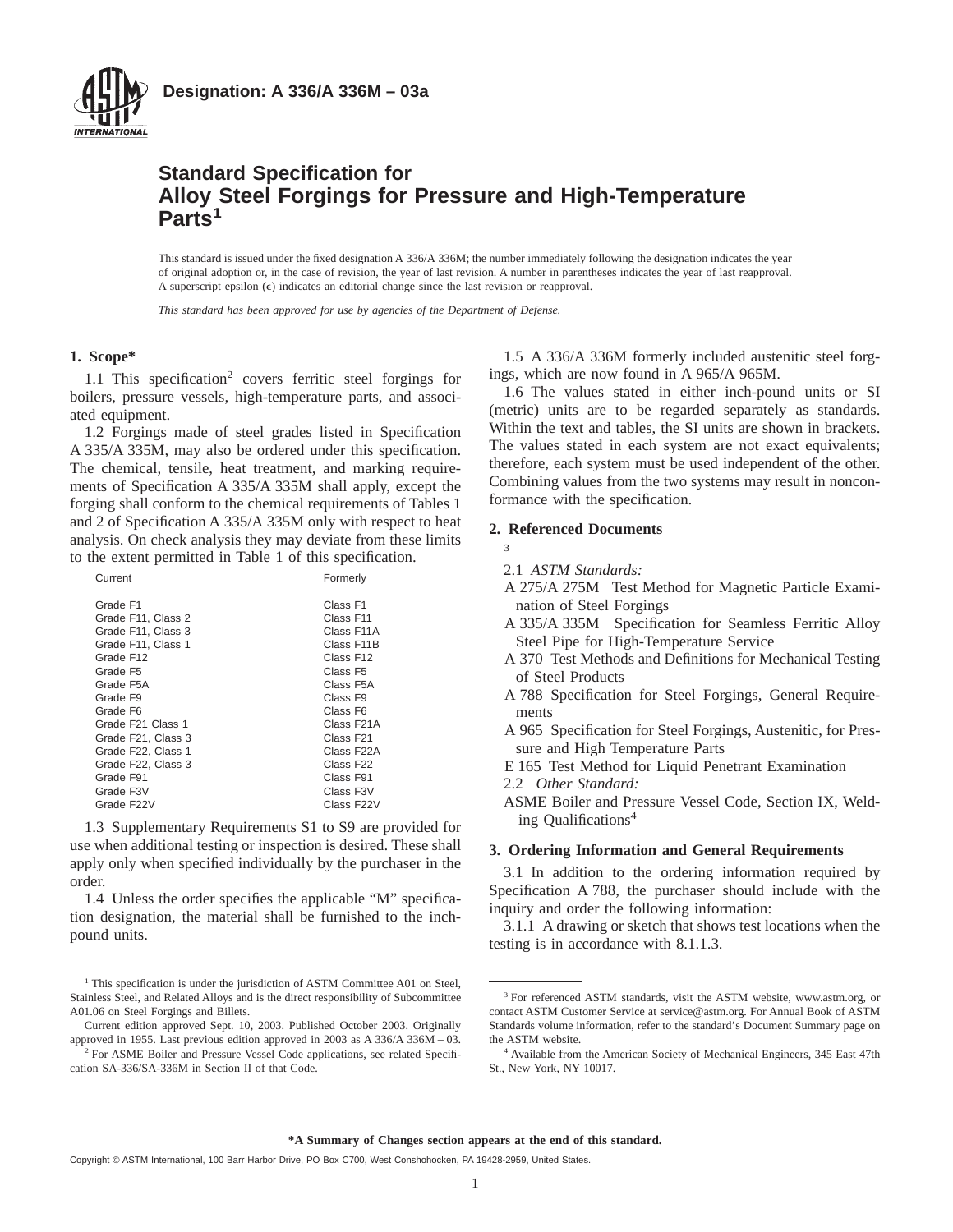**Designation: A 336/A 336M – 03a**

# Standard Specification for Alloy Steel Forgings for Pressure and High-Temperature Parts[1]

This standard is issued under the fixed designation A 336/A 336M; the number immediately following the designation indicates the year of original adoption or, in the case of revision, the year of last revision. A number in parentheses indicates the year of last reapproval. A superscript epsilon (ϵ) indicates an editorial change since the last revision or reapproval.

*This standard has been approved for use by agencies of the Department of Defense.*

## 1. Scope*

1.1 This specification[2] covers ferritic steel forgings for boilers, pressure vessels, high-temperature parts, and associated equipment.

1.2 Forgings made of steel grades listed in Specification A 335/A 335M, may also be ordered under this specification. The chemical, tensile, heat treatment, and marking requirements of Specification A 335/A 335M shall apply, except the forging shall conform to the chemical requirements of Tables 1 and 2 of Specification A 335/A 335M only with respect to heat analysis. On check analysis they may deviate from these limits to the extent permitted in Table 1 of this specification.

| Current | Formerly |
|---|---|
| Grade F1 | Class F1 |
| Grade F11, Class 2 | Class F11 |
| Grade F11, Class 3 | Class F11A |
| Grade F11, Class 1 | Class F11B |
| Grade F12 | Class F12 |
| Grade F5 | Class F5 |
| Grade F5A | Class F5A |
| Grade F9 | Class F9 |
| Grade F6 | Class F6 |
| Grade F21 Class 1 | Class F21A |
| Grade F21, Class 3 | Class F21 |
| Grade F22, Class 1 | Class F22A |
| Grade F22, Class 3 | Class F22 |
| Grade F91 | Class F91 |
| Grade F3V | Class F3V |
| Grade F22V | Class F22V |

1.3 Supplementary Requirements S1 to S9 are provided for use when additional testing or inspection is desired. These shall apply only when specified individually by the purchaser in the order.

1.4 Unless the order specifies the applicable "M" specification designation, the material shall be furnished to the inch-pound units.

1.5 A 336/A 336M formerly included austenitic steel forgings, which are now found in A 965/A 965M.

1.6 The values stated in either inch-pound units or SI (metric) units are to be regarded separately as standards. Within the text and tables, the SI units are shown in brackets. The values stated in each system are not exact equivalents; therefore, each system must be used independent of the other. Combining values from the two systems may result in nonconformance with the specification.

## 2. Referenced Documents

[3]

2.1 *ASTM Standards:*

A 275/A 275M Test Method for Magnetic Particle Examination of Steel Forgings

A 335/A 335M Specification for Seamless Ferritic Alloy Steel Pipe for High-Temperature Service

A 370 Test Methods and Definitions for Mechanical Testing of Steel Products

A 788 Specification for Steel Forgings, General Requirements

A 965 Specification for Steel Forgings, Austenitic, for Pressure and High Temperature Parts

E 165 Test Method for Liquid Penetrant Examination

2.2 *Other Standard:*

ASME Boiler and Pressure Vessel Code, Section IX, Welding Qualifications[4]

## 3. Ordering Information and General Requirements

3.1 In addition to the ordering information required by Specification A 788, the purchaser should include with the inquiry and order the following information:

3.1.1 A drawing or sketch that shows test locations when the testing is in accordance with 8.1.1.3.

---

[1] This specification is under the jurisdiction of ASTM Committee A01 on Steel, Stainless Steel, and Related Alloys and is the direct responsibility of Subcommittee A01.06 on Steel Forgings and Billets.

Current edition approved Sept. 10, 2003. Published October 2003. Originally approved in 1955. Last previous edition approved in 2003 as A 336/A 336M – 03.

[2] For ASME Boiler and Pressure Vessel Code applications, see related Specification SA-336/SA-336M in Section II of that Code.

[3] For referenced ASTM standards, visit the ASTM website, www.astm.org, or contact ASTM Customer Service at service@astm.org. For Annual Book of ASTM Standards volume information, refer to the standard's Document Summary page on the ASTM website.

[4] Available from the American Society of Mechanical Engineers, 345 East 47th St., New York, NY 10017.

**\*A Summary of Changes section appears at the end of this standard.**

Copyright © ASTM International, 100 Barr Harbor Drive, PO Box C700, West Conshohocken, PA 19428-2959, United States.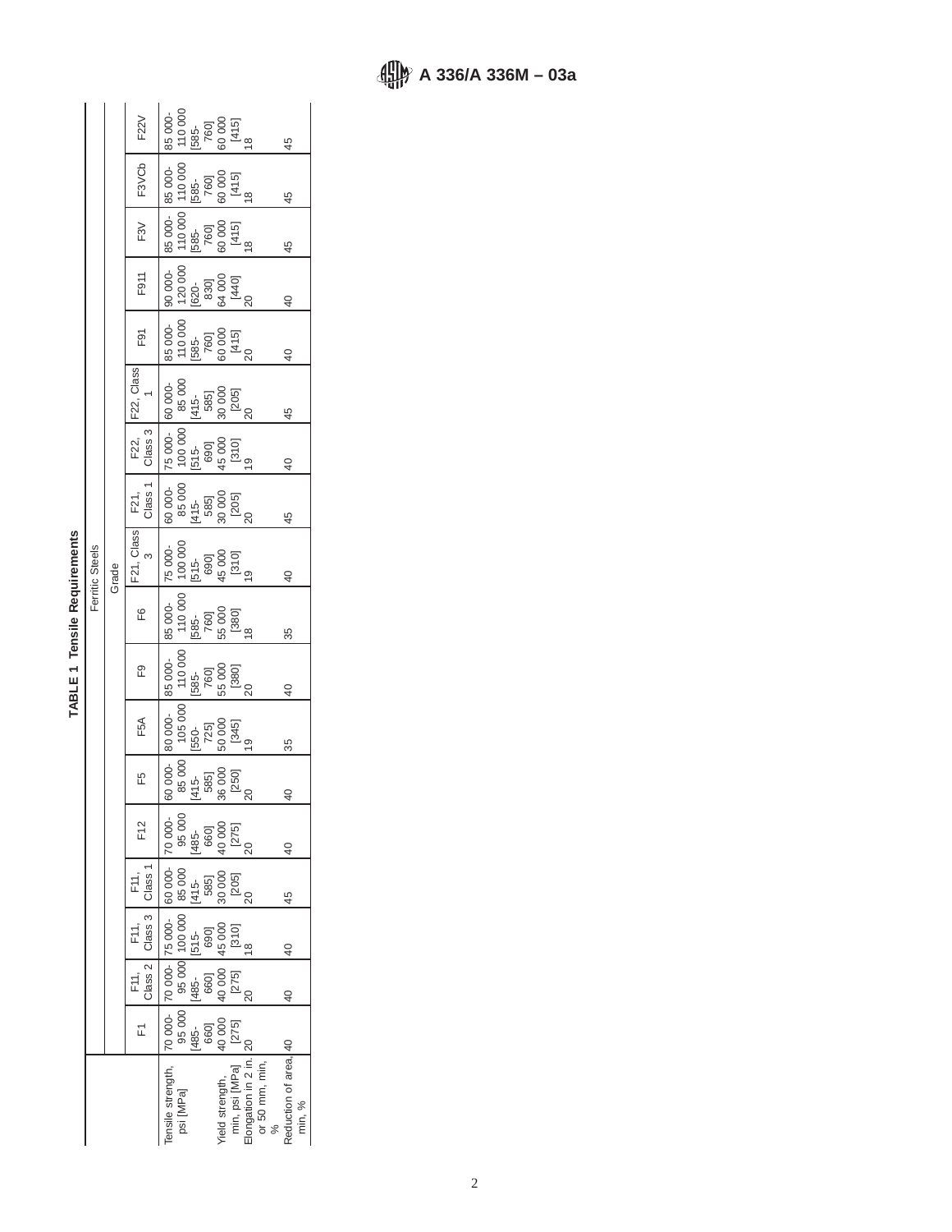TABLE 1 Tensile Requirements

| | Ferritic Steels | | | | | | | | | | | | | | | | | |
|---|---|---|---|---|---|---|---|---|---|---|---|---|---|---|---|---|---|---|
| | Grade | | | | | | | | | | | | | | | | | |
| | F1 | F11, Class 2 | F11, Class 3 | F11, Class 1 | F12 | F5 | F5A | F9 | F6 | F21, Class 3 | F21, Class 1 | F22, Class 3 | F22, Class 1 | F91 | F911 | F3V | F3VCb | F22V |
| Tensile strength, psi [MPa] | 70 000-95 000 [485-660] | 70 000-95 000 [485-660] | 75 000-100 000 [515-690] | 60 000-85 000 [415-585] | 70 000-95 000 [485-660] | 60 000-85 000 [415-585] | 80 000-105 000 [550-725] | 85 000-110 000 [585-760] | 85 000-110 000 [585-760] | 75 000-100 000 [515-690] | 60 000-85 000 [415-585] | 75 000-100 000 [515-690] | 60 000-85 000 [415-585] | 85 000-110 000 [585-760] | 90 000-120 000 [620-830] | 85 000-110 000 [585-760] | 85 000-110 000 [585-760] | 85 000-110 000 [585-760] |
| Yield strength, min, psi [MPa] | 40 000 [275] | 40 000 [275] | 45 000 [310] | 30 000 [205] | 40 000 [275] | 36 000 [250] | 50 000 [345] | 55 000 [380] | 55 000 [380] | 45 000 [310] | 30 000 [205] | 45 000 [310] | 30 000 [205] | 60 000 [415] | 64 000 [440] | 60 000 [415] | 60 000 [415] | 60 000 [415] |
| Elongation in 2 in. or 50 mm, min, % | 20 | 20 | 18 | 20 | 20 | 20 | 19 | 20 | 18 | 19 | 20 | 19 | 20 | 20 | 20 | 18 | 18 | 18 |
| Reduction of area, min, % | 40 | 40 | 40 | 45 | 40 | 40 | 35 | 40 | 35 | 40 | 45 | 40 | 45 | 40 | 40 | 45 | 45 | 45 |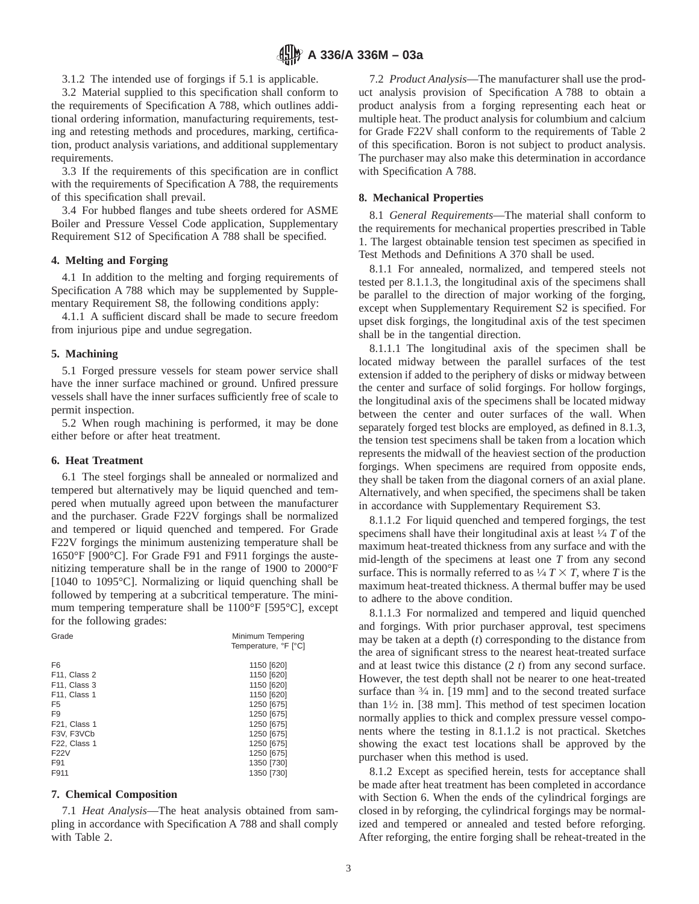3.1.2 The intended use of forgings if 5.1 is applicable.

3.2 Material supplied to this specification shall conform to the requirements of Specification A 788, which outlines additional ordering information, manufacturing requirements, testing and retesting methods and procedures, marking, certification, product analysis variations, and additional supplementary requirements.

3.3 If the requirements of this specification are in conflict with the requirements of Specification A 788, the requirements of this specification shall prevail.

3.4 For hubbed flanges and tube sheets ordered for ASME Boiler and Pressure Vessel Code application, Supplementary Requirement S12 of Specification A 788 shall be specified.

## 4. Melting and Forging

4.1 In addition to the melting and forging requirements of Specification A 788 which may be supplemented by Supplementary Requirement S8, the following conditions apply:

4.1.1 A sufficient discard shall be made to secure freedom from injurious pipe and undue segregation.

## 5. Machining

5.1 Forged pressure vessels for steam power service shall have the inner surface machined or ground. Unfired pressure vessels shall have the inner surfaces sufficiently free of scale to permit inspection.

5.2 When rough machining is performed, it may be done either before or after heat treatment.

## 6. Heat Treatment

6.1 The steel forgings shall be annealed or normalized and tempered but alternatively may be liquid quenched and tempered when mutually agreed upon between the manufacturer and the purchaser. Grade F22V forgings shall be normalized and tempered or liquid quenched and tempered. For Grade F22V forgings the minimum austenizing temperature shall be 1650°F [900°C]. For Grade F91 and F911 forgings the austenitizing temperature shall be in the range of 1900 to 2000°F [1040 to 1095°C]. Normalizing or liquid quenching shall be followed by tempering at a subcritical temperature. The minimum tempering temperature shall be 1100°F [595°C], except for the following grades:

| Grade | Minimum Tempering Temperature, °F [°C] |
|---|---|
| F6 | 1150 [620] |
| F11, Class 2 | 1150 [620] |
| F11, Class 3 | 1150 [620] |
| F11, Class 1 | 1150 [620] |
| F5 | 1250 [675] |
| F9 | 1250 [675] |
| F21, Class 1 | 1250 [675] |
| F3V, F3VCb | 1250 [675] |
| F22, Class 1 | 1250 [675] |
| F22V | 1250 [675] |
| F91 | 1350 [730] |
| F911 | 1350 [730] |

## 7. Chemical Composition

7.1 *Heat Analysis*—The heat analysis obtained from sampling in accordance with Specification A 788 and shall comply with Table 2.

7.2 *Product Analysis*—The manufacturer shall use the product analysis provision of Specification A 788 to obtain a product analysis from a forging representing each heat or multiple heat. The product analysis for columbium and calcium for Grade F22V shall conform to the requirements of Table 2 of this specification. Boron is not subject to product analysis. The purchaser may also make this determination in accordance with Specification A 788.

## 8. Mechanical Properties

8.1 *General Requirements*—The material shall conform to the requirements for mechanical properties prescribed in Table 1. The largest obtainable tension test specimen as specified in Test Methods and Definitions A 370 shall be used.

8.1.1 For annealed, normalized, and tempered steels not tested per 8.1.1.3, the longitudinal axis of the specimens shall be parallel to the direction of major working of the forging, except when Supplementary Requirement S2 is specified. For upset disk forgings, the longitudinal axis of the test specimen shall be in the tangential direction.

8.1.1.1 The longitudinal axis of the specimen shall be located midway between the parallel surfaces of the test extension if added to the periphery of disks or midway between the center and surface of solid forgings. For hollow forgings, the longitudinal axis of the specimens shall be located midway between the center and outer surfaces of the wall. When separately forged test blocks are employed, as defined in 8.1.3, the tension test specimens shall be taken from a location which represents the midwall of the heaviest section of the production forgings. When specimens are required from opposite ends, they shall be taken from the diagonal corners of an axial plane. Alternatively, and when specified, the specimens shall be taken in accordance with Supplementary Requirement S3.

8.1.1.2 For liquid quenched and tempered forgings, the test specimens shall have their longitudinal axis at least ¼ $T$ of the maximum heat-treated thickness from any surface and with the mid-length of the specimens at least one $T$ from any second surface. This is normally referred to as ¼ $T \times T$, where $T$ is the maximum heat-treated thickness. A thermal buffer may be used to adhere to the above condition.

8.1.1.3 For normalized and tempered and liquid quenched and forgings. With prior purchaser approval, test specimens may be taken at a depth ($t$) corresponding to the distance from the area of significant stress to the nearest heat-treated surface and at least twice this distance ($2\ t$) from any second surface. However, the test depth shall not be nearer to one heat-treated surface than ¾ in. [19 mm] and to the second treated surface than 1½ in. [38 mm]. This method of test specimen location normally applies to thick and complex pressure vessel components where the testing in 8.1.1.2 is not practical. Sketches showing the exact test locations shall be approved by the purchaser when this method is used.

8.1.2 Except as specified herein, tests for acceptance shall be made after heat treatment has been completed in accordance with Section 6. When the ends of the cylindrical forgings are closed in by reforging, the cylindrical forgings may be normalized and tempered or annealed and tested before reforging. After reforging, the entire forging shall be reheat-treated in the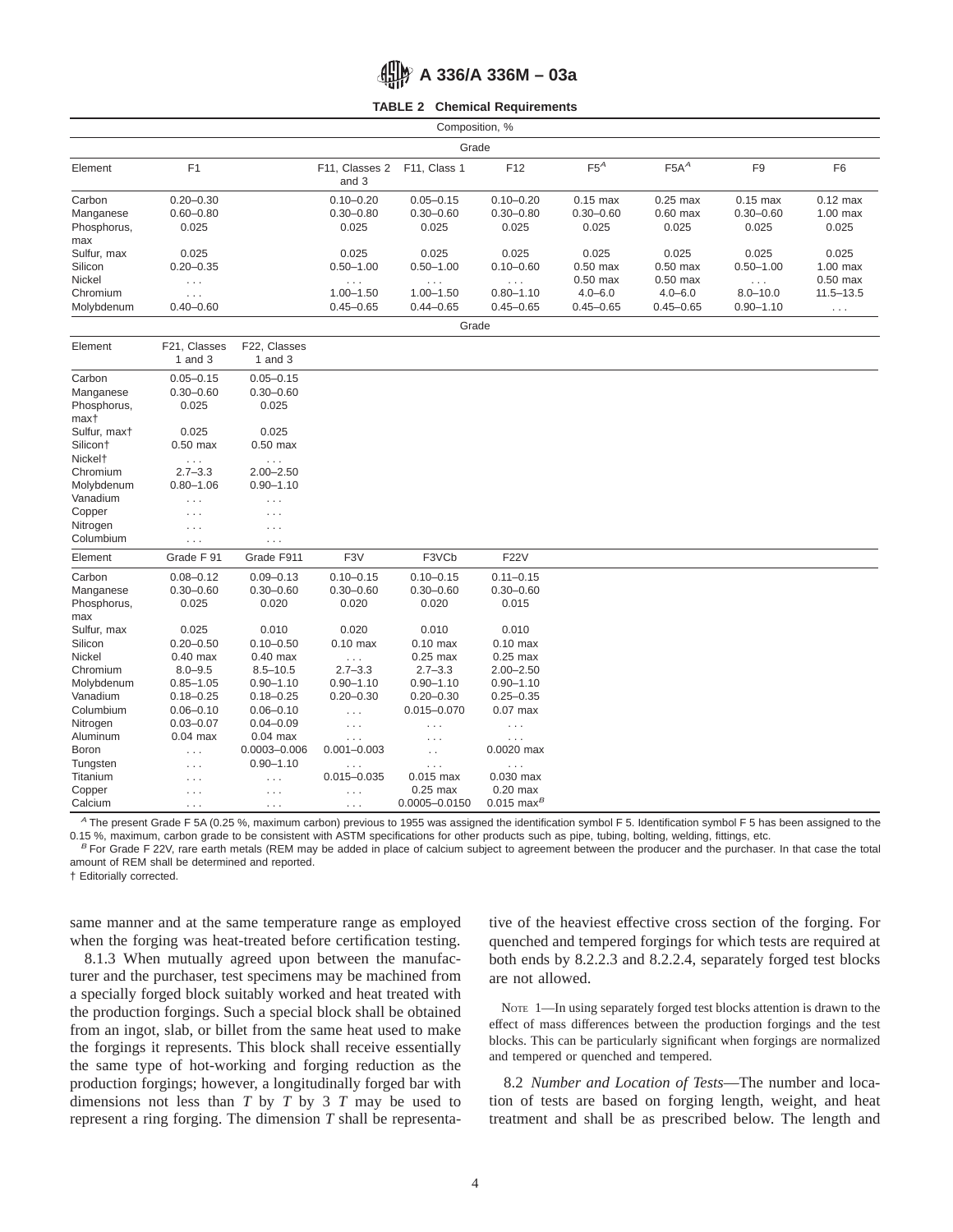**TABLE 2 Chemical Requirements**

| Composition, % | | | | | | | | | |
|---|---|---|---|---|---|---|---|---|---|
| | Grade | | | | | | | | |
| Element | F1 | | F11, Classes 2 and 3 | F11, Class 1 | F12 | F5[A] | F5A[A] | F9 | F6 |
| Carbon | 0.20–0.30 | | 0.10–0.20 | 0.05–0.15 | 0.10–0.20 | 0.15 max | 0.25 max | 0.15 max | 0.12 max |
| Manganese | 0.60–0.80 | | 0.30–0.80 | 0.30–0.60 | 0.30–0.80 | 0.30–0.60 | 0.60 max | 0.30–0.60 | 1.00 max |
| Phosphorus, max | 0.025 | | 0.025 | 0.025 | 0.025 | 0.025 | 0.025 | 0.025 | 0.025 |
| Sulfur, max | 0.025 | | 0.025 | 0.025 | 0.025 | 0.025 | 0.025 | 0.025 | 0.025 |
| Silicon | 0.20–0.35 | | 0.50–1.00 | 0.50–1.00 | 0.10–0.60 | 0.50 max | 0.50 max | 0.50–1.00 | 1.00 max |
| Nickel | . . . | | . . . | . . . | . . . | 0.50 max | 0.50 max | . . . | 0.50 max |
| Chromium | . . . | | 1.00–1.50 | 1.00–1.50 | 0.80–1.10 | 4.0–6.0 | 4.0–6.0 | 8.0–10.0 | 11.5–13.5 |
| Molybdenum | 0.40–0.60 | | 0.45–0.65 | 0.44–0.65 | 0.45–0.65 | 0.45–0.65 | 0.45–0.65 | 0.90–1.10 | . . . |
| | Grade | | | | | | | | |
| Element | F21, Classes 1 and 3 | F22, Classes 1 and 3 | | | | | | | |
| Carbon | 0.05–0.15 | 0.05–0.15 | | | | | | | |
| Manganese | 0.30–0.60 | 0.30–0.60 | | | | | | | |
| Phosphorus, max† | 0.025 | 0.025 | | | | | | | |
| Sulfur, max† | 0.025 | 0.025 | | | | | | | |
| Silicon† | 0.50 max | 0.50 max | | | | | | | |
| Nickel† | . . . | . . . | | | | | | | |
| Chromium | 2.7–3.3 | 2.00–2.50 | | | | | | | |
| Molybdenum | 0.80–1.06 | 0.90–1.10 | | | | | | | |
| Vanadium | . . . | . . . | | | | | | | |
| Copper | . . . | . . . | | | | | | | |
| Nitrogen | . . . | . . . | | | | | | | |
| Columbium | . . . | . . . | | | | | | | |
| Element | Grade F 91 | Grade F911 | F3V | F3VCb | F22V | | | | |
| Carbon | 0.08–0.12 | 0.09–0.13 | 0.10–0.15 | 0.10–0.15 | 0.11–0.15 | | | | |
| Manganese | 0.30–0.60 | 0.30–0.60 | 0.30–0.60 | 0.30–0.60 | 0.30–0.60 | | | | |
| Phosphorus, max | 0.025 | 0.020 | 0.020 | 0.020 | 0.015 | | | | |
| Sulfur, max | 0.025 | 0.010 | 0.020 | 0.010 | 0.010 | | | | |
| Silicon | 0.20–0.50 | 0.10–0.50 | 0.10 max | 0.10 max | 0.10 max | | | | |
| Nickel | 0.40 max | 0.40 max | . . . | 0.25 max | 0.25 max | | | | |
| Chromium | 8.0–9.5 | 8.5–10.5 | 2.7–3.3 | 2.7–3.3 | 2.00–2.50 | | | | |
| Molybdenum | 0.85–1.05 | 0.90–1.10 | 0.90–1.10 | 0.90–1.10 | 0.90–1.10 | | | | |
| Vanadium | 0.18–0.25 | 0.18–0.25 | 0.20–0.30 | 0.20–0.30 | 0.25–0.35 | | | | |
| Columbium | 0.06–0.10 | 0.06–0.10 | . . . | 0.015–0.070 | 0.07 max | | | | |
| Nitrogen | 0.03–0.07 | 0.04–0.09 | . . . | . . . | . . . | | | | |
| Aluminum | 0.04 max | 0.04 max | . . . | . . . | . . . | | | | |
| Boron | . . . | 0.0003–0.006 | 0.001–0.003 | . . | 0.0020 max | | | | |
| Tungsten | . . . | 0.90–1.10 | . . . | . . . | . . . | | | | |
| Titanium | . . . | . . . | 0.015–0.035 | 0.015 max | 0.030 max | | | | |
| Copper | . . . | . . . | . . . | 0.25 max | 0.20 max | | | | |
| Calcium | . . . | . . . | . . . | 0.0005–0.0150 | 0.015 max[B] | | | | |

[A] The present Grade F 5A (0.25 %, maximum carbon) previous to 1955 was assigned the identification symbol F 5. Identification symbol F 5 has been assigned to the 0.15 %, maximum, carbon grade to be consistent with ASTM specifications for other products such as pipe, tubing, bolting, welding, fittings, etc.

[B] For Grade F 22V, rare earth metals (REM may be added in place of calcium subject to agreement between the producer and the purchaser. In that case the total amount of REM shall be determined and reported.

† Editorially corrected.

same manner and at the same temperature range as employed when the forging was heat-treated before certification testing.

8.1.3 When mutually agreed upon between the manufacturer and the purchaser, test specimens may be machined from a specially forged block suitably worked and heat treated with the production forgings. Such a special block shall be obtained from an ingot, slab, or billet from the same heat used to make the forgings it represents. This block shall receive essentially the same type of hot-working and forging reduction as the production forgings; however, a longitudinally forged bar with dimensions not less than $T$ by $T$ by 3 $T$ may be used to represent a ring forging. The dimension $T$ shall be representative of the heaviest effective cross section of the forging. For quenched and tempered forgings for which tests are required at both ends by 8.2.2.3 and 8.2.2.4, separately forged test blocks are not allowed.

NOTE 1—In using separately forged test blocks attention is drawn to the effect of mass differences between the production forgings and the test blocks. This can be particularly significant when forgings are normalized and tempered or quenched and tempered.

8.2 *Number and Location of Tests*—The number and location of tests are based on forging length, weight, and heat treatment and shall be as prescribed below. The length and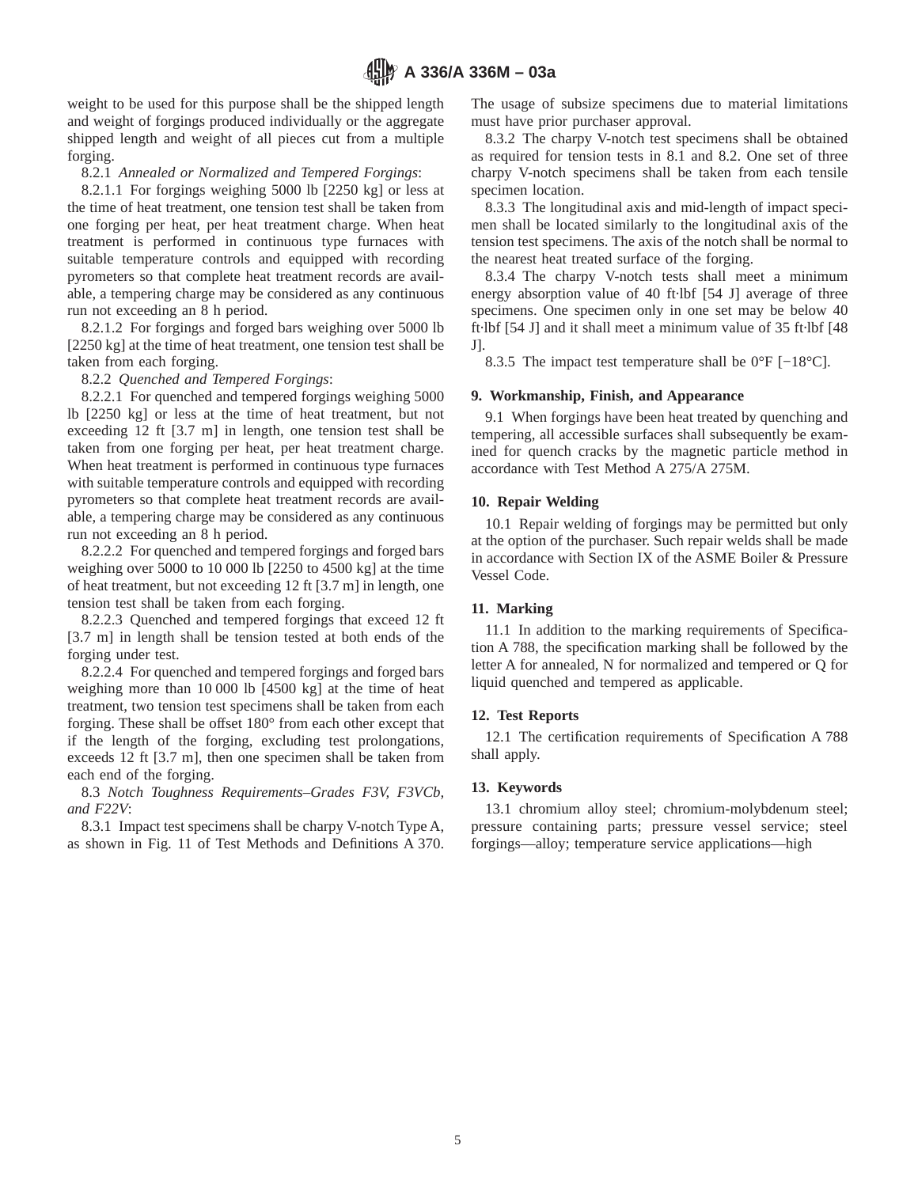weight to be used for this purpose shall be the shipped length and weight of forgings produced individually or the aggregate shipped length and weight of all pieces cut from a multiple forging.

8.2.1 *Annealed or Normalized and Tempered Forgings*:

8.2.1.1 For forgings weighing 5000 lb [2250 kg] or less at the time of heat treatment, one tension test shall be taken from one forging per heat, per heat treatment charge. When heat treatment is performed in continuous type furnaces with suitable temperature controls and equipped with recording pyrometers so that complete heat treatment records are available, a tempering charge may be considered as any continuous run not exceeding an 8 h period.

8.2.1.2 For forgings and forged bars weighing over 5000 lb [2250 kg] at the time of heat treatment, one tension test shall be taken from each forging.

8.2.2 *Quenched and Tempered Forgings*:

8.2.2.1 For quenched and tempered forgings weighing 5000 lb [2250 kg] or less at the time of heat treatment, but not exceeding 12 ft [3.7 m] in length, one tension test shall be taken from one forging per heat, per heat treatment charge. When heat treatment is performed in continuous type furnaces with suitable temperature controls and equipped with recording pyrometers so that complete heat treatment records are available, a tempering charge may be considered as any continuous run not exceeding an 8 h period.

8.2.2.2 For quenched and tempered forgings and forged bars weighing over 5000 to 10 000 lb [2250 to 4500 kg] at the time of heat treatment, but not exceeding 12 ft [3.7 m] in length, one tension test shall be taken from each forging.

8.2.2.3 Quenched and tempered forgings that exceed 12 ft [3.7 m] in length shall be tension tested at both ends of the forging under test.

8.2.2.4 For quenched and tempered forgings and forged bars weighing more than 10 000 lb [4500 kg] at the time of heat treatment, two tension test specimens shall be taken from each forging. These shall be offset 180° from each other except that if the length of the forging, excluding test prolongations, exceeds 12 ft [3.7 m], then one specimen shall be taken from each end of the forging.

8.3 *Notch Toughness Requirements–Grades F3V, F3VCb, and F22V*:

8.3.1 Impact test specimens shall be charpy V-notch Type A, as shown in Fig. 11 of Test Methods and Definitions A 370. The usage of subsize specimens due to material limitations must have prior purchaser approval.

8.3.2 The charpy V-notch test specimens shall be obtained as required for tension tests in 8.1 and 8.2. One set of three charpy V-notch specimens shall be taken from each tensile specimen location.

8.3.3 The longitudinal axis and mid-length of impact specimen shall be located similarly to the longitudinal axis of the tension test specimens. The axis of the notch shall be normal to the nearest heat treated surface of the forging.

8.3.4 The charpy V-notch tests shall meet a minimum energy absorption value of 40 ft·lbf [54 J] average of three specimens. One specimen only in one set may be below 40 ft·lbf [54 J] and it shall meet a minimum value of 35 ft·lbf [48 J].

8.3.5 The impact test temperature shall be 0°F [−18°C].

## 9. Workmanship, Finish, and Appearance

9.1 When forgings have been heat treated by quenching and tempering, all accessible surfaces shall subsequently be examined for quench cracks by the magnetic particle method in accordance with Test Method A 275/A 275M.

## 10. Repair Welding

10.1 Repair welding of forgings may be permitted but only at the option of the purchaser. Such repair welds shall be made in accordance with Section IX of the ASME Boiler & Pressure Vessel Code.

## 11. Marking

11.1 In addition to the marking requirements of Specification A 788, the specification marking shall be followed by the letter A for annealed, N for normalized and tempered or Q for liquid quenched and tempered as applicable.

## 12. Test Reports

12.1 The certification requirements of Specification A 788 shall apply.

## 13. Keywords

13.1 chromium alloy steel; chromium-molybdenum steel; pressure containing parts; pressure vessel service; steel forgings—alloy; temperature service applications—high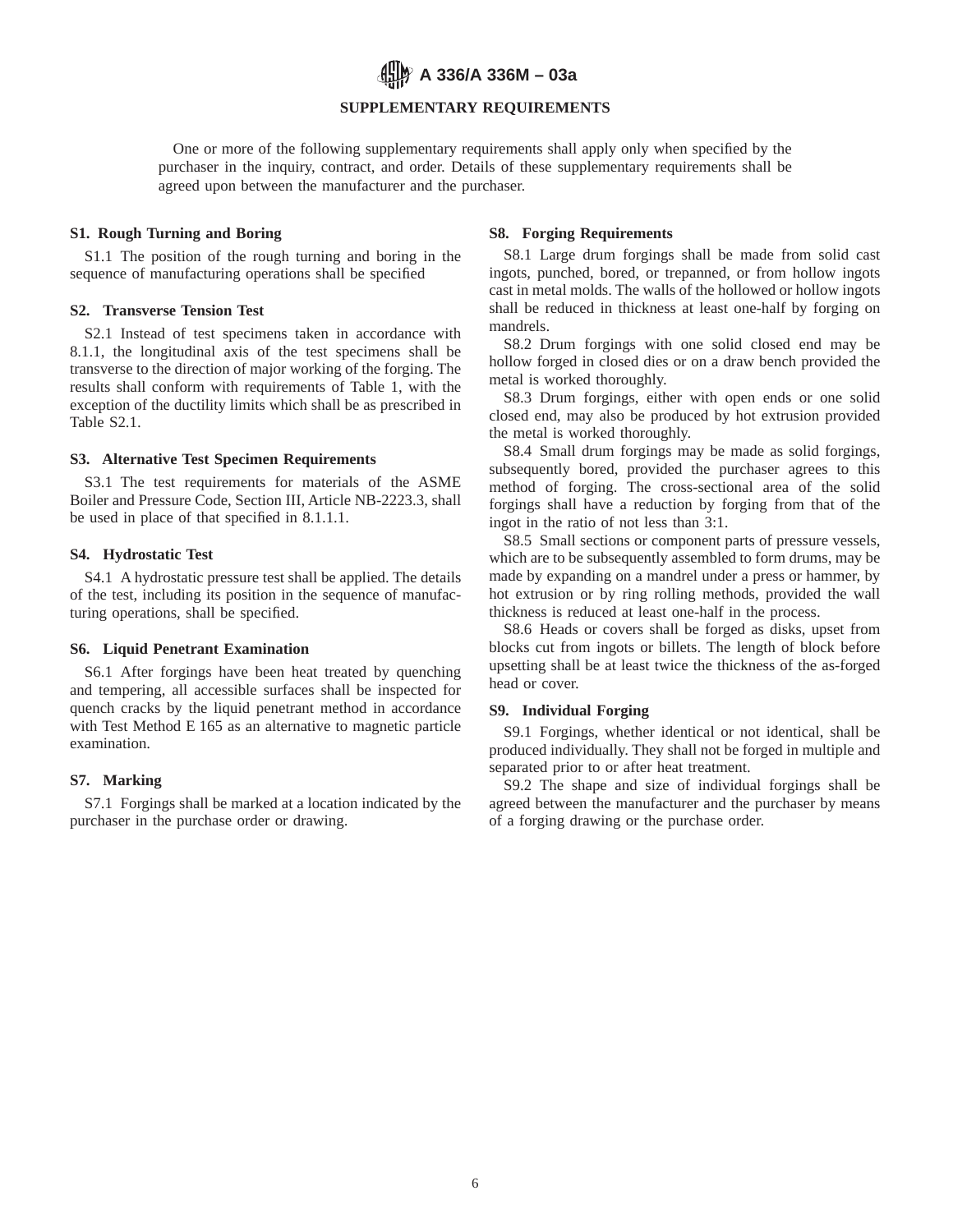## SUPPLEMENTARY REQUIREMENTS

One or more of the following supplementary requirements shall apply only when specified by the purchaser in the inquiry, contract, and order. Details of these supplementary requirements shall be agreed upon between the manufacturer and the purchaser.

### S1. Rough Turning and Boring

S1.1 The position of the rough turning and boring in the sequence of manufacturing operations shall be specified

### S2. Transverse Tension Test

S2.1 Instead of test specimens taken in accordance with 8.1.1, the longitudinal axis of the test specimens shall be transverse to the direction of major working of the forging. The results shall conform with requirements of Table 1, with the exception of the ductility limits which shall be as prescribed in Table S2.1.

### S3. Alternative Test Specimen Requirements

S3.1 The test requirements for materials of the ASME Boiler and Pressure Code, Section III, Article NB-2223.3, shall be used in place of that specified in 8.1.1.1.

### S4. Hydrostatic Test

S4.1 A hydrostatic pressure test shall be applied. The details of the test, including its position in the sequence of manufacturing operations, shall be specified.

### S6. Liquid Penetrant Examination

S6.1 After forgings have been heat treated by quenching and tempering, all accessible surfaces shall be inspected for quench cracks by the liquid penetrant method in accordance with Test Method E 165 as an alternative to magnetic particle examination.

### S7. Marking

S7.1 Forgings shall be marked at a location indicated by the purchaser in the purchase order or drawing.

### S8. Forging Requirements

S8.1 Large drum forgings shall be made from solid cast ingots, punched, bored, or trepanned, or from hollow ingots cast in metal molds. The walls of the hollowed or hollow ingots shall be reduced in thickness at least one-half by forging on mandrels.

S8.2 Drum forgings with one solid closed end may be hollow forged in closed dies or on a draw bench provided the metal is worked thoroughly.

S8.3 Drum forgings, either with open ends or one solid closed end, may also be produced by hot extrusion provided the metal is worked thoroughly.

S8.4 Small drum forgings may be made as solid forgings, subsequently bored, provided the purchaser agrees to this method of forging. The cross-sectional area of the solid forgings shall have a reduction by forging from that of the ingot in the ratio of not less than 3:1.

S8.5 Small sections or component parts of pressure vessels, which are to be subsequently assembled to form drums, may be made by expanding on a mandrel under a press or hammer, by hot extrusion or by ring rolling methods, provided the wall thickness is reduced at least one-half in the process.

S8.6 Heads or covers shall be forged as disks, upset from blocks cut from ingots or billets. The length of block before upsetting shall be at least twice the thickness of the as-forged head or cover.

### S9. Individual Forging

S9.1 Forgings, whether identical or not identical, shall be produced individually. They shall not be forged in multiple and separated prior to or after heat treatment.

S9.2 The shape and size of individual forgings shall be agreed between the manufacturer and the purchaser by means of a forging drawing or the purchase order.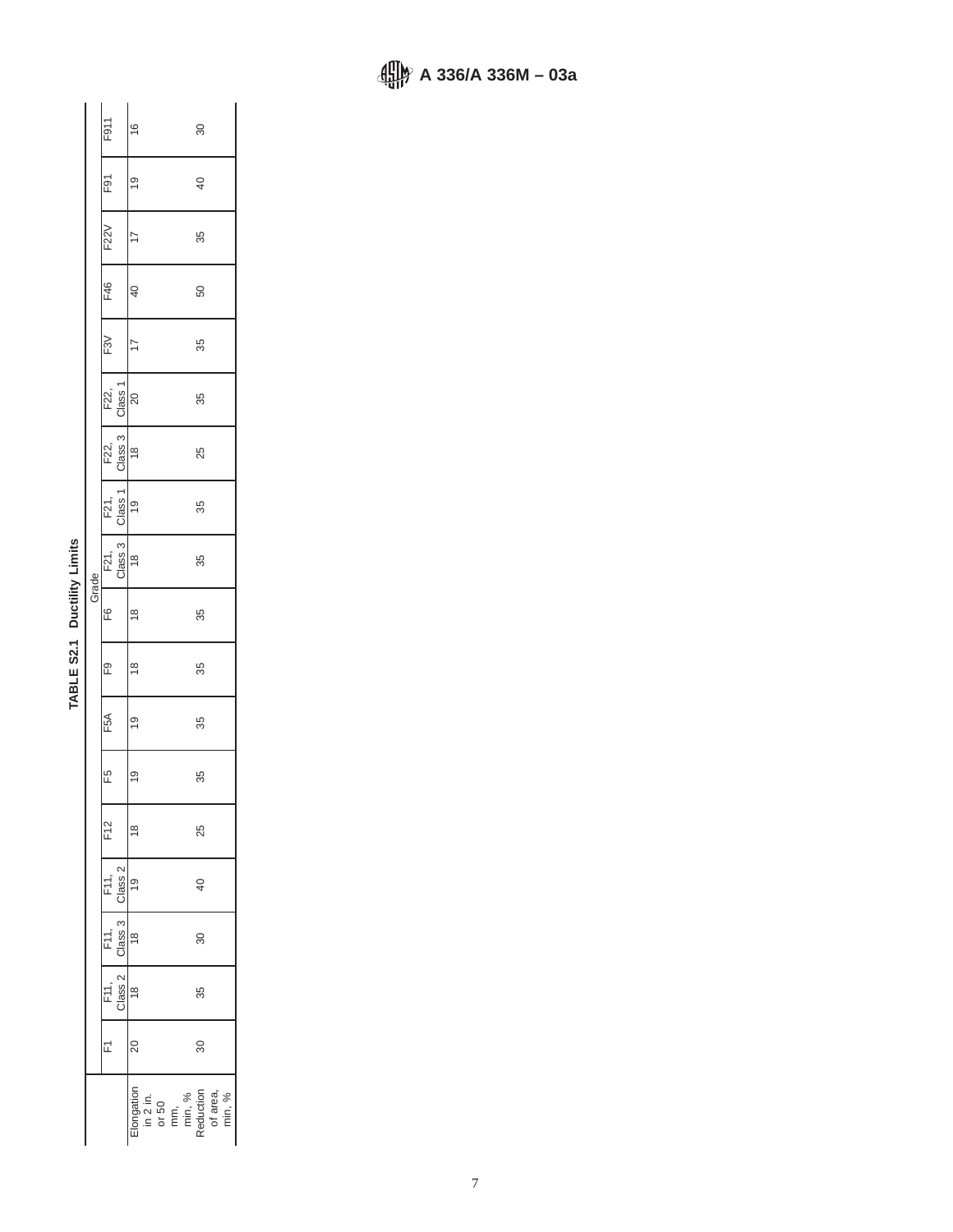TABLE S2.1 Ductility Limits

| | Grade | | | | | | | | | | | | | | | | |
|---|---|---|---|---|---|---|---|---|---|---|---|---|---|---|---|---|---|
| | F1 | F11, Class 2 | F11, Class 3 | F11, Class 2 | F12 | F5 | F5A | F9 | F6 | F21, Class 3 | F21, Class 1 | F22, Class 3 | F22, Class 1 | F3V | F46 | F22V | F91 | F911 |
| Elongation in 2 in. or 50 mm, min, % | 20 | 18 | 18 | 19 | 18 | 19 | 19 | 18 | 18 | 18 | 19 | 18 | 20 | 17 | 40 | 17 | 19 | 16 |
| Reduction of area, min, % | 30 | 35 | 30 | 40 | 25 | 35 | 35 | 35 | 35 | 35 | 35 | 25 | 35 | 35 | 50 | 35 | 40 | 30 |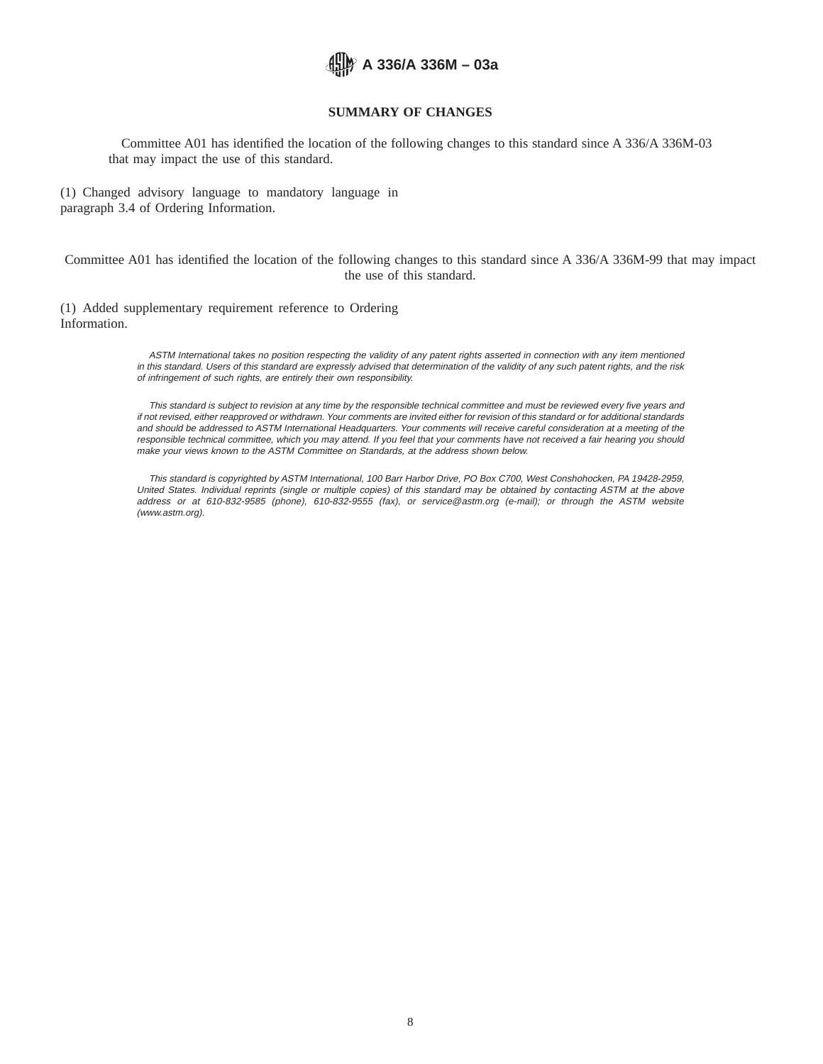## SUMMARY OF CHANGES

Committee A01 has identified the location of the following changes to this standard since A 336/A 336M-03 that may impact the use of this standard.

(1) Changed advisory language to mandatory language in paragraph 3.4 of Ordering Information.

Committee A01 has identified the location of the following changes to this standard since A 336/A 336M-99 that may impact the use of this standard.

(1) Added supplementary requirement reference to Ordering Information.

*ASTM International takes no position respecting the validity of any patent rights asserted in connection with any item mentioned in this standard. Users of this standard are expressly advised that determination of the validity of any such patent rights, and the risk of infringement of such rights, are entirely their own responsibility.*

*This standard is subject to revision at any time by the responsible technical committee and must be reviewed every five years and if not revised, either reapproved or withdrawn. Your comments are invited either for revision of this standard or for additional standards and should be addressed to ASTM International Headquarters. Your comments will receive careful consideration at a meeting of the responsible technical committee, which you may attend. If you feel that your comments have not received a fair hearing you should make your views known to the ASTM Committee on Standards, at the address shown below.*

*This standard is copyrighted by ASTM International, 100 Barr Harbor Drive, PO Box C700, West Conshohocken, PA 19428-2959, United States. Individual reprints (single or multiple copies) of this standard may be obtained by contacting ASTM at the above address or at 610-832-9585 (phone), 610-832-9555 (fax), or service@astm.org (e-mail); or through the ASTM website (www.astm.org).*